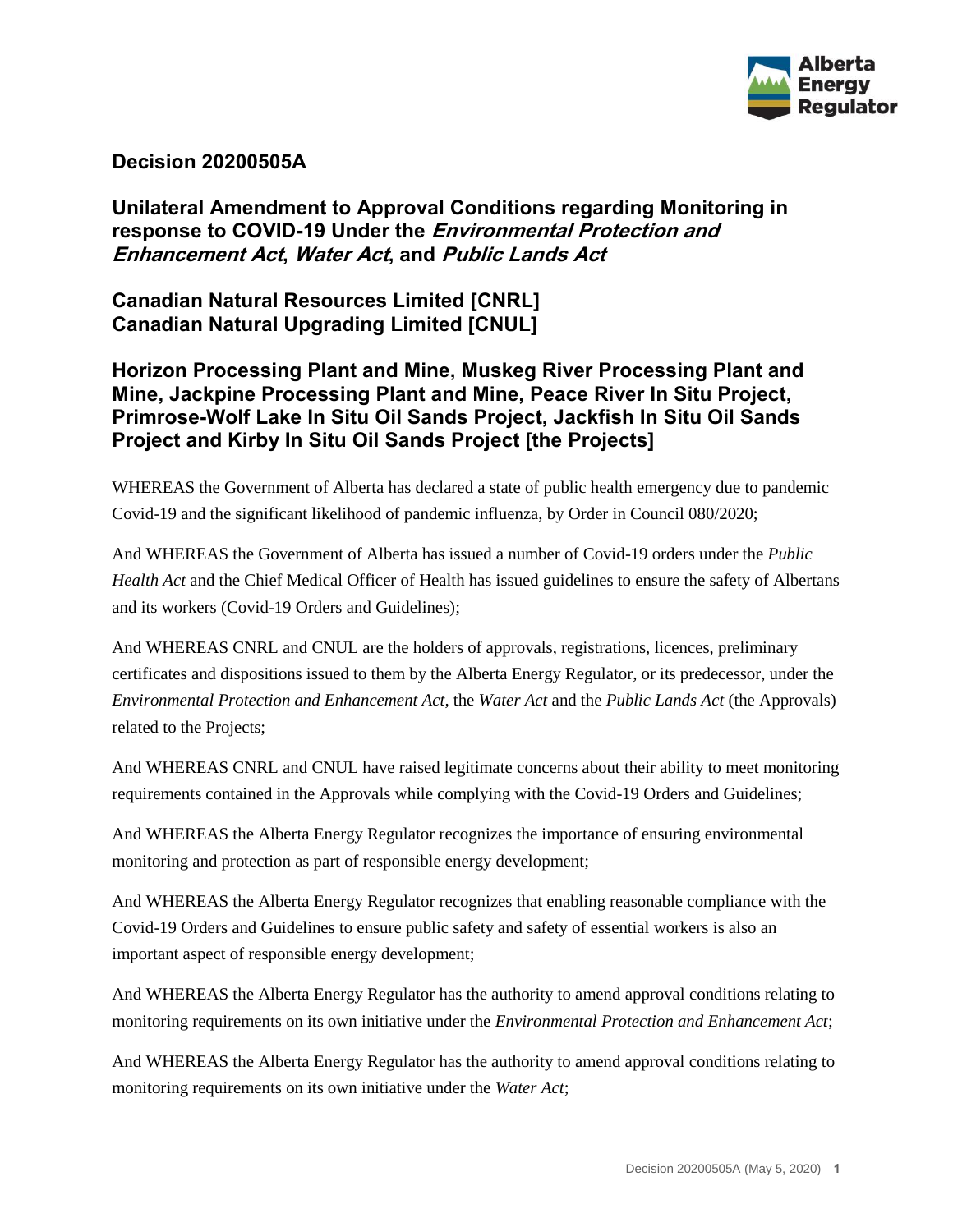# Decision 20200505A

## Unilateral Amendment to Approval Conditions regarding Monitoring in response to COVID-19 Under the *Environmental Protection and Enhancement Act*, *Water Act*, and *Public Lands Act*

## Canadian Natural Resources Limited [CNRL]
## Canadian Natural Upgrading Limited [CNUL]

## Horizon Processing Plant and Mine, Muskeg River Processing Plant and Mine, Jackpine Processing Plant and Mine, Peace River In Situ Project, Primrose-Wolf Lake In Situ Oil Sands Project, Jackfish In Situ Oil Sands Project and Kirby In Situ Oil Sands Project [the Projects]

WHEREAS the Government of Alberta has declared a state of public health emergency due to pandemic Covid-19 and the significant likelihood of pandemic influenza, by Order in Council 080/2020;

And WHEREAS the Government of Alberta has issued a number of Covid-19 orders under the *Public Health Act* and the Chief Medical Officer of Health has issued guidelines to ensure the safety of Albertans and its workers (Covid-19 Orders and Guidelines);

And WHEREAS CNRL and CNUL are the holders of approvals, registrations, licences, preliminary certificates and dispositions issued to them by the Alberta Energy Regulator, or its predecessor, under the *Environmental Protection and Enhancement Act*, the *Water Act* and the *Public Lands Act* (the Approvals) related to the Projects;

And WHEREAS CNRL and CNUL have raised legitimate concerns about their ability to meet monitoring requirements contained in the Approvals while complying with the Covid-19 Orders and Guidelines;

And WHEREAS the Alberta Energy Regulator recognizes the importance of ensuring environmental monitoring and protection as part of responsible energy development;

And WHEREAS the Alberta Energy Regulator recognizes that enabling reasonable compliance with the Covid-19 Orders and Guidelines to ensure public safety and safety of essential workers is also an important aspect of responsible energy development;

And WHEREAS the Alberta Energy Regulator has the authority to amend approval conditions relating to monitoring requirements on its own initiative under the *Environmental Protection and Enhancement Act*;

And WHEREAS the Alberta Energy Regulator has the authority to amend approval conditions relating to monitoring requirements on its own initiative under the *Water Act*;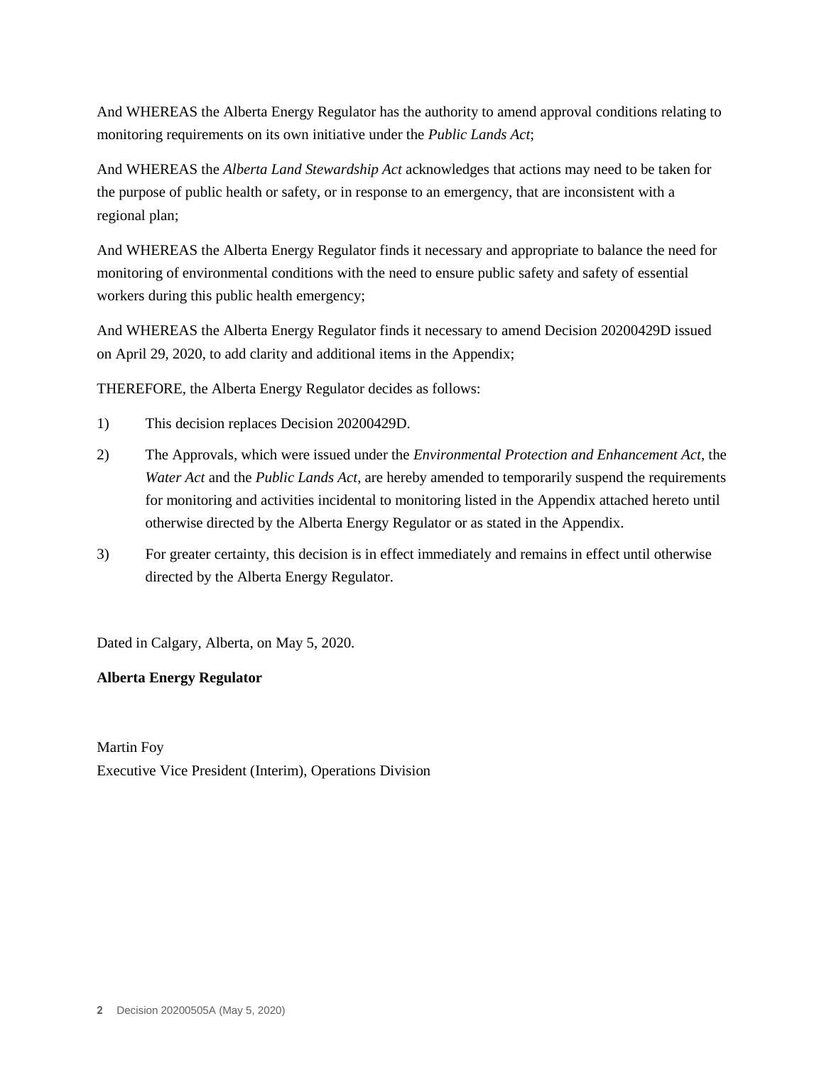And WHEREAS the Alberta Energy Regulator has the authority to amend approval conditions relating to monitoring requirements on its own initiative under the *Public Lands Act*;

And WHEREAS the *Alberta Land Stewardship Act* acknowledges that actions may need to be taken for the purpose of public health or safety, or in response to an emergency, that are inconsistent with a regional plan;

And WHEREAS the Alberta Energy Regulator finds it necessary and appropriate to balance the need for monitoring of environmental conditions with the need to ensure public safety and safety of essential workers during this public health emergency;

And WHEREAS the Alberta Energy Regulator finds it necessary to amend Decision 20200429D issued on April 29, 2020, to add clarity and additional items in the Appendix;

THEREFORE, the Alberta Energy Regulator decides as follows:

1) This decision replaces Decision 20200429D.

2) The Approvals, which were issued under the *Environmental Protection and Enhancement Act*, the *Water Act* and the *Public Lands Act*, are hereby amended to temporarily suspend the requirements for monitoring and activities incidental to monitoring listed in the Appendix attached hereto until otherwise directed by the Alberta Energy Regulator or as stated in the Appendix.

3) For greater certainty, this decision is in effect immediately and remains in effect until otherwise directed by the Alberta Energy Regulator.

Dated in Calgary, Alberta, on May 5, 2020.

**Alberta Energy Regulator**

Martin Foy
Executive Vice President (Interim), Operations Division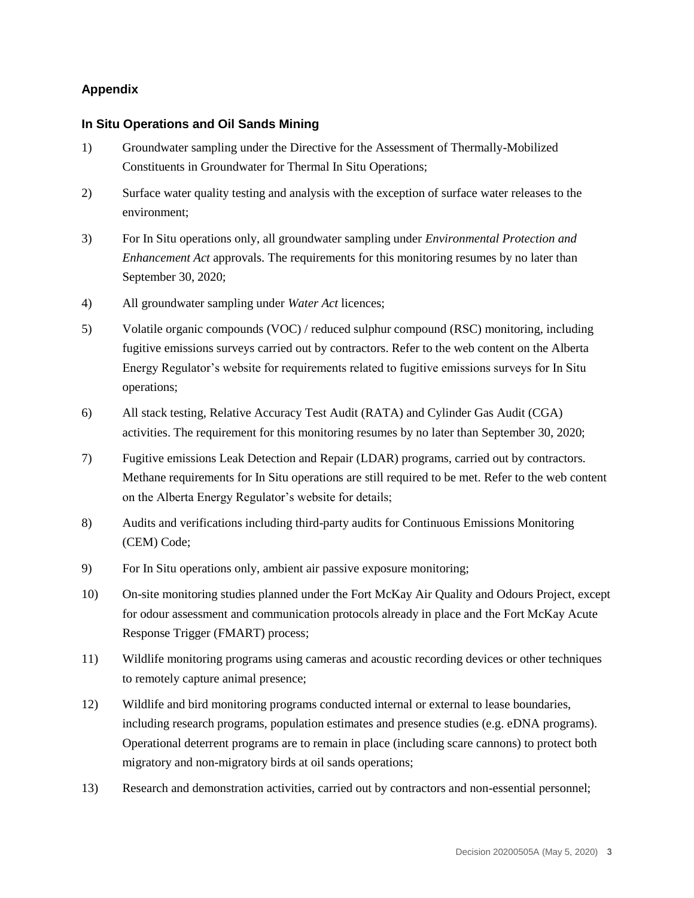## Appendix

### In Situ Operations and Oil Sands Mining

1) Groundwater sampling under the Directive for the Assessment of Thermally-Mobilized Constituents in Groundwater for Thermal In Situ Operations;

2) Surface water quality testing and analysis with the exception of surface water releases to the environment;

3) For In Situ operations only, all groundwater sampling under *Environmental Protection and Enhancement Act* approvals. The requirements for this monitoring resumes by no later than September 30, 2020;

4) All groundwater sampling under *Water Act* licences;

5) Volatile organic compounds (VOC) / reduced sulphur compound (RSC) monitoring, including fugitive emissions surveys carried out by contractors. Refer to the web content on the Alberta Energy Regulator's website for requirements related to fugitive emissions surveys for In Situ operations;

6) All stack testing, Relative Accuracy Test Audit (RATA) and Cylinder Gas Audit (CGA) activities. The requirement for this monitoring resumes by no later than September 30, 2020;

7) Fugitive emissions Leak Detection and Repair (LDAR) programs, carried out by contractors. Methane requirements for In Situ operations are still required to be met. Refer to the web content on the Alberta Energy Regulator's website for details;

8) Audits and verifications including third-party audits for Continuous Emissions Monitoring (CEM) Code;

9) For In Situ operations only, ambient air passive exposure monitoring;

10) On-site monitoring studies planned under the Fort McKay Air Quality and Odours Project, except for odour assessment and communication protocols already in place and the Fort McKay Acute Response Trigger (FMART) process;

11) Wildlife monitoring programs using cameras and acoustic recording devices or other techniques to remotely capture animal presence;

12) Wildlife and bird monitoring programs conducted internal or external to lease boundaries, including research programs, population estimates and presence studies (e.g. eDNA programs). Operational deterrent programs are to remain in place (including scare cannons) to protect both migratory and non-migratory birds at oil sands operations;

13) Research and demonstration activities, carried out by contractors and non-essential personnel;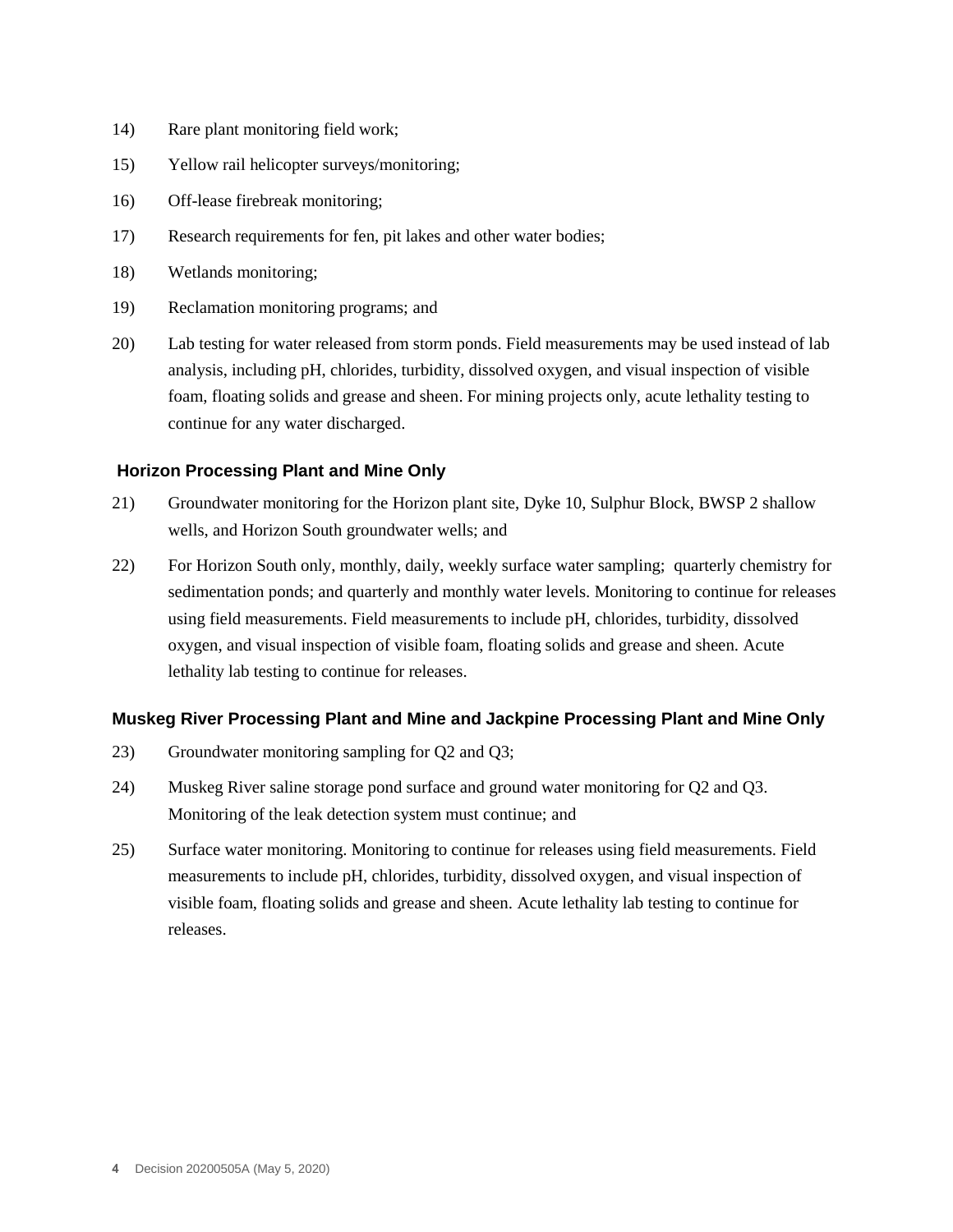14) Rare plant monitoring field work;

15) Yellow rail helicopter surveys/monitoring;

16) Off-lease firebreak monitoring;

17) Research requirements for fen, pit lakes and other water bodies;

18) Wetlands monitoring;

19) Reclamation monitoring programs; and

20) Lab testing for water released from storm ponds. Field measurements may be used instead of lab analysis, including pH, chlorides, turbidity, dissolved oxygen, and visual inspection of visible foam, floating solids and grease and sheen. For mining projects only, acute lethality testing to continue for any water discharged.

### Horizon Processing Plant and Mine Only

21) Groundwater monitoring for the Horizon plant site, Dyke 10, Sulphur Block, BWSP 2 shallow wells, and Horizon South groundwater wells; and

22) For Horizon South only, monthly, daily, weekly surface water sampling; quarterly chemistry for sedimentation ponds; and quarterly and monthly water levels. Monitoring to continue for releases using field measurements. Field measurements to include pH, chlorides, turbidity, dissolved oxygen, and visual inspection of visible foam, floating solids and grease and sheen. Acute lethality lab testing to continue for releases.

### Muskeg River Processing Plant and Mine and Jackpine Processing Plant and Mine Only

23) Groundwater monitoring sampling for Q2 and Q3;

24) Muskeg River saline storage pond surface and ground water monitoring for Q2 and Q3. Monitoring of the leak detection system must continue; and

25) Surface water monitoring. Monitoring to continue for releases using field measurements. Field measurements to include pH, chlorides, turbidity, dissolved oxygen, and visual inspection of visible foam, floating solids and grease and sheen. Acute lethality lab testing to continue for releases.